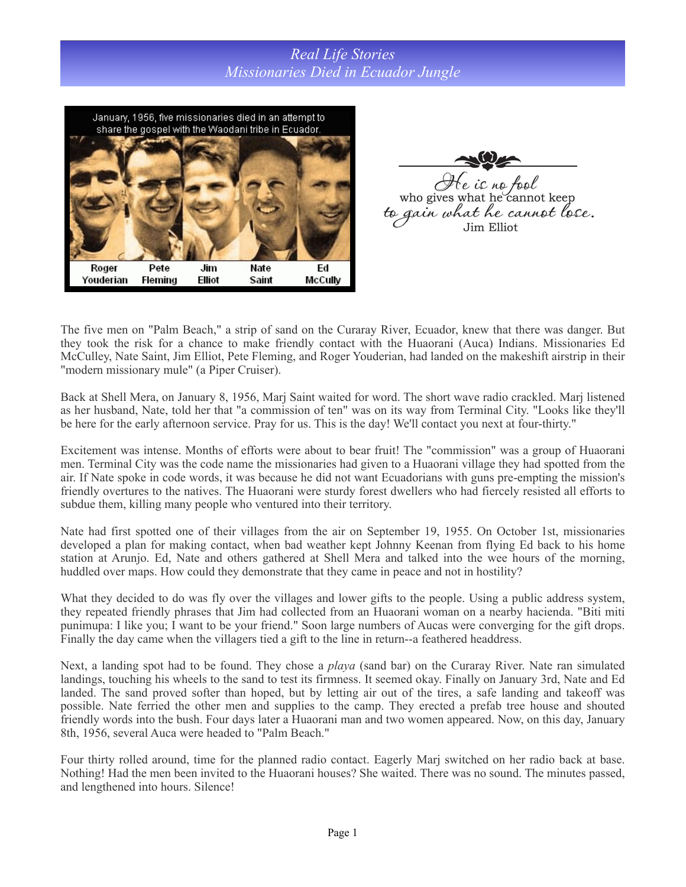# Real Life Stories
## Missionaries Died in Ecuador Jungle

January, 1956, five missionaries died in an attempt to share the gospel with the Waodani tribe in Ecuador.

Roger Youderian | Pete Fleming | Jim Elliot | Nate Saint | Ed McCully

*He is no fool* who gives what he cannot keep *to gain what he cannot lose.*
Jim Elliot

The five men on "Palm Beach," a strip of sand on the Curaray River, Ecuador, knew that there was danger. But they took the risk for a chance to make friendly contact with the Huaorani (Auca) Indians. Missionaries Ed McCulley, Nate Saint, Jim Elliot, Pete Fleming, and Roger Youderian, had landed on the makeshift airstrip in their "modern missionary mule" (a Piper Cruiser).

Back at Shell Mera, on January 8, 1956, Marj Saint waited for word. The short wave radio crackled. Marj listened as her husband, Nate, told her that "a commission of ten" was on its way from Terminal City. "Looks like they'll be here for the early afternoon service. Pray for us. This is the day! We'll contact you next at four-thirty."

Excitement was intense. Months of efforts were about to bear fruit! The "commission" was a group of Huaorani men. Terminal City was the code name the missionaries had given to a Huaorani village they had spotted from the air. If Nate spoke in code words, it was because he did not want Ecuadorians with guns pre-empting the mission's friendly overtures to the natives. The Huaorani were sturdy forest dwellers who had fiercely resisted all efforts to subdue them, killing many people who ventured into their territory.

Nate had first spotted one of their villages from the air on September 19, 1955. On October 1st, missionaries developed a plan for making contact, when bad weather kept Johnny Keenan from flying Ed back to his home station at Arunjo. Ed, Nate and others gathered at Shell Mera and talked into the wee hours of the morning, huddled over maps. How could they demonstrate that they came in peace and not in hostility?

What they decided to do was fly over the villages and lower gifts to the people. Using a public address system, they repeated friendly phrases that Jim had collected from an Huaorani woman on a nearby hacienda. "Biti miti punimupa: I like you; I want to be your friend." Soon large numbers of Aucas were converging for the gift drops. Finally the day came when the villagers tied a gift to the line in return--a feathered headdress.

Next, a landing spot had to be found. They chose a *playa* (sand bar) on the Curaray River. Nate ran simulated landings, touching his wheels to the sand to test its firmness. It seemed okay. Finally on January 3rd, Nate and Ed landed. The sand proved softer than hoped, but by letting air out of the tires, a safe landing and takeoff was possible. Nate ferried the other men and supplies to the camp. They erected a prefab tree house and shouted friendly words into the bush. Four days later a Huaorani man and two women appeared. Now, on this day, January 8th, 1956, several Auca were headed to "Palm Beach."

Four thirty rolled around, time for the planned radio contact. Eagerly Marj switched on her radio back at base. Nothing! Had the men been invited to the Huaorani houses? She waited. There was no sound. The minutes passed, and lengthened into hours. Silence!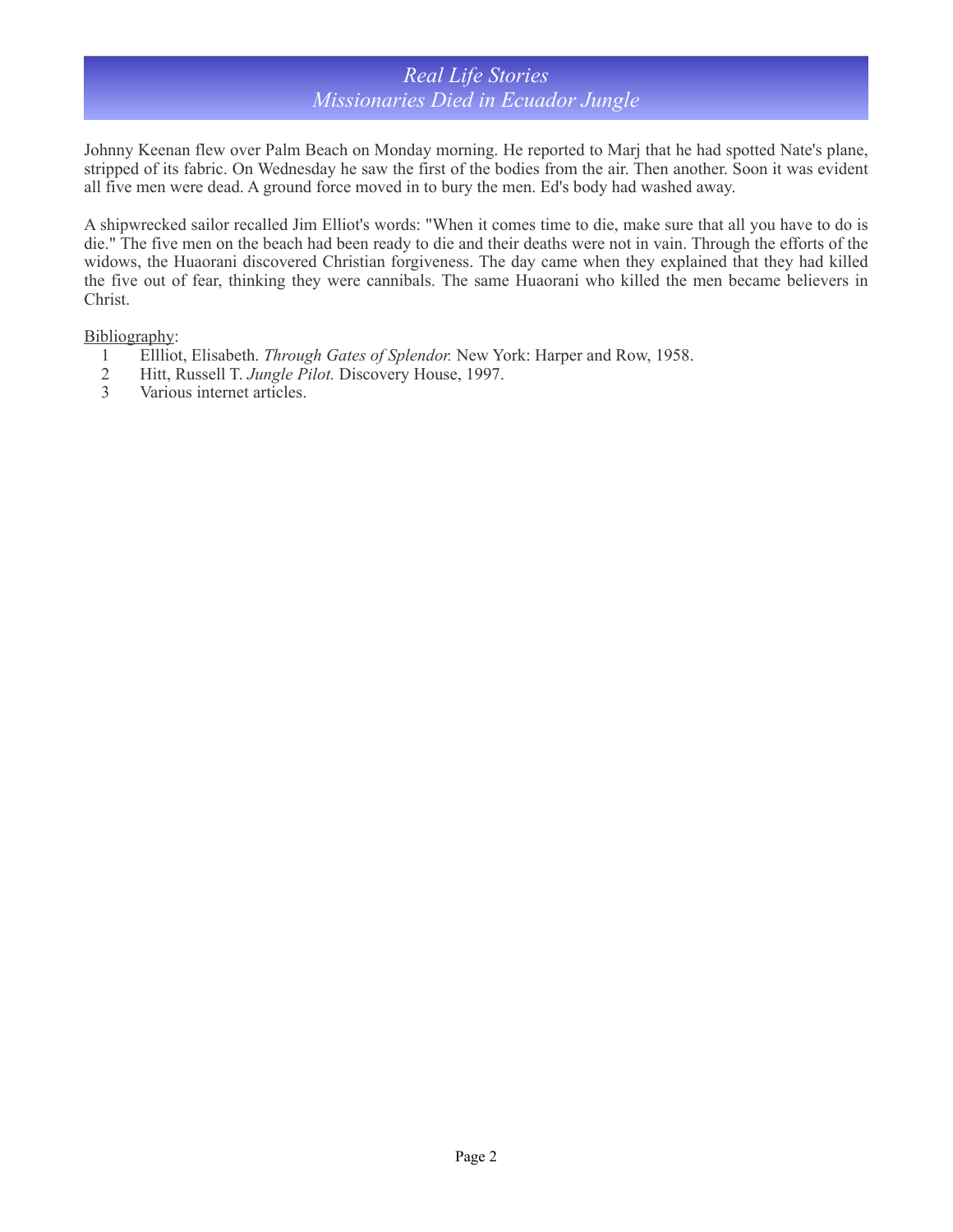# *Real Life Stories*
## *Missionaries Died in Ecuador Jungle*

Johnny Keenan flew over Palm Beach on Monday morning. He reported to Marj that he had spotted Nate's plane, stripped of its fabric. On Wednesday he saw the first of the bodies from the air. Then another. Soon it was evident all five men were dead. A ground force moved in to bury the men. Ed's body had washed away.

A shipwrecked sailor recalled Jim Elliot's words: "When it comes time to die, make sure that all you have to do is die." The five men on the beach had been ready to die and their deaths were not in vain. Through the efforts of the widows, the Huaorani discovered Christian forgiveness. The day came when they explained that they had killed the five out of fear, thinking they were cannibals. The same Huaorani who killed the men became believers in Christ.

<u>Bibliography</u>:

1. Ellliot, Elisabeth. *Through Gates of Splendor.* New York: Harper and Row, 1958.
2. Hitt, Russell T. *Jungle Pilot.* Discovery House, 1997.
3. Various internet articles.